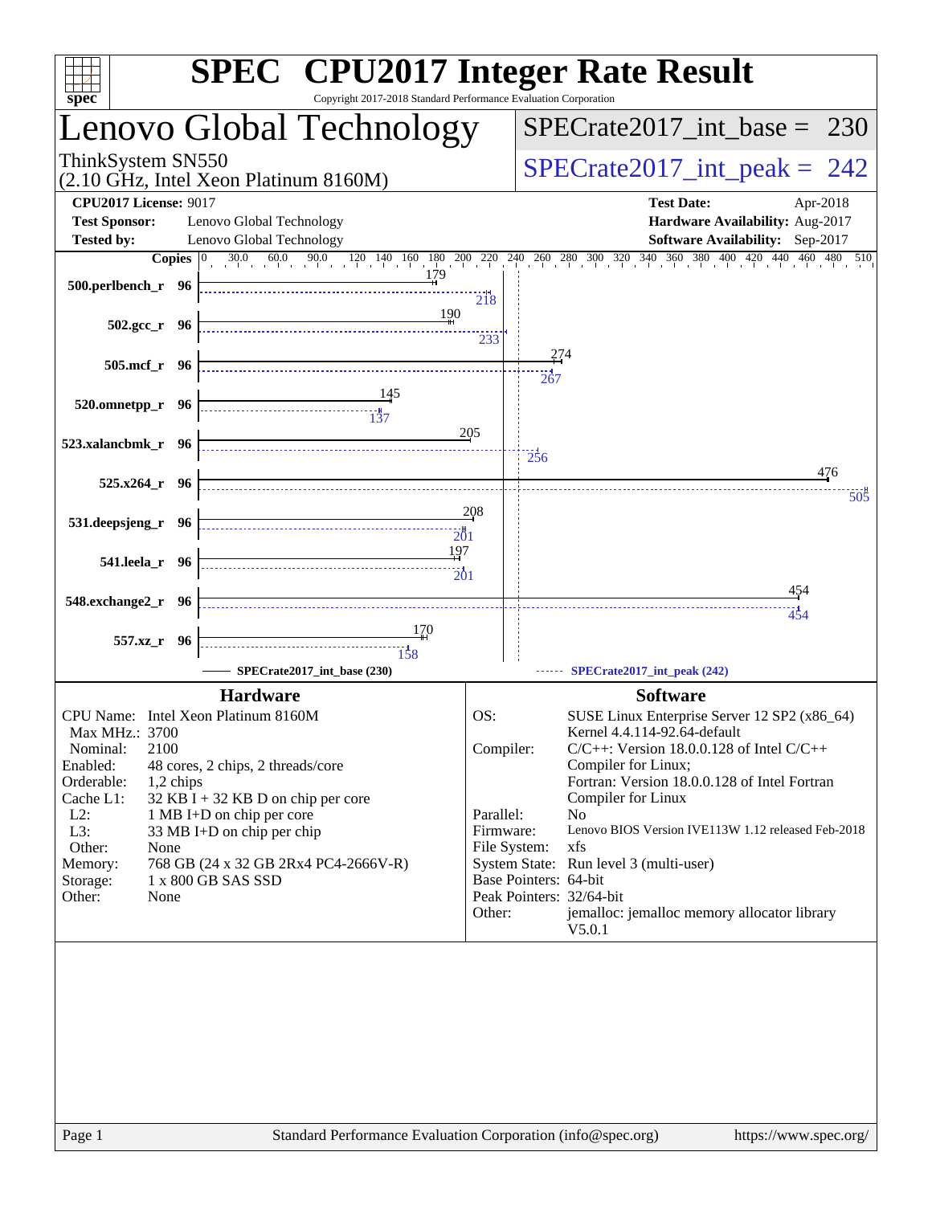# SPEC CPU2017 Integer Rate Result

Copyright 2017-2018 Standard Performance Evaluation Corporation

## Lenovo Global Technology

ThinkSystem SN550
(2.10 GHz, Intel Xeon Platinum 8160M)

SPECrate2017_int_base = 230

SPECrate2017_int_peak = 242

**CPU2017 License:** 9017
**Test Sponsor:** Lenovo Global Technology
**Tested by:** Lenovo Global Technology

**Test Date:** Apr-2018
**Hardware Availability:** Aug-2017
**Software Availability:** Sep-2017

| Benchmark | Copies | SPECrate2017_int_base (230) | SPECrate2017_int_peak (242) |
|---|---|---|---|
| 500.perlbench_r | 96 | 179 | 218 |
| 502.gcc_r | 96 | 190 | 233 |
| 505.mcf_r | 96 | 274 | 267 |
| 520.omnetpp_r | 96 | 145 | 137 |
| 523.xalancbmk_r | 96 | 205 | 256 |
| 525.x264_r | 96 | 476 | 505 |
| 531.deepsjeng_r | 96 | 208 | 201 |
| 541.leela_r | 96 | 197 | 201 |
| 548.exchange2_r | 96 | 454 | 454 |
| 557.xz_r | 96 | 170 | 158 |

### Hardware

| | |
|---|---|
| CPU Name: | Intel Xeon Platinum 8160M |
| Max MHz.: | 3700 |
| Nominal: | 2100 |
| Enabled: | 48 cores, 2 chips, 2 threads/core |
| Orderable: | 1,2 chips |
| Cache L1: | 32 KB I + 32 KB D on chip per core |
| L2: | 1 MB I+D on chip per core |
| L3: | 33 MB I+D on chip per chip |
| Other: | None |
| Memory: | 768 GB (24 x 32 GB 2Rx4 PC4-2666V-R) |
| Storage: | 1 x 800 GB SAS SSD |
| Other: | None |

### Software

| | |
|---|---|
| OS: | SUSE Linux Enterprise Server 12 SP2 (x86_64) Kernel 4.4.114-92.64-default |
| Compiler: | C/C++: Version 18.0.0.128 of Intel C/C++ Compiler for Linux; Fortran: Version 18.0.0.128 of Intel Fortran Compiler for Linux |
| Parallel: | No |
| Firmware: | Lenovo BIOS Version IVE113W 1.12 released Feb-2018 |
| File System: | xfs |
| System State: | Run level 3 (multi-user) |
| Base Pointers: | 64-bit |
| Peak Pointers: | 32/64-bit |
| Other: | jemalloc: jemalloc memory allocator library V5.0.1 |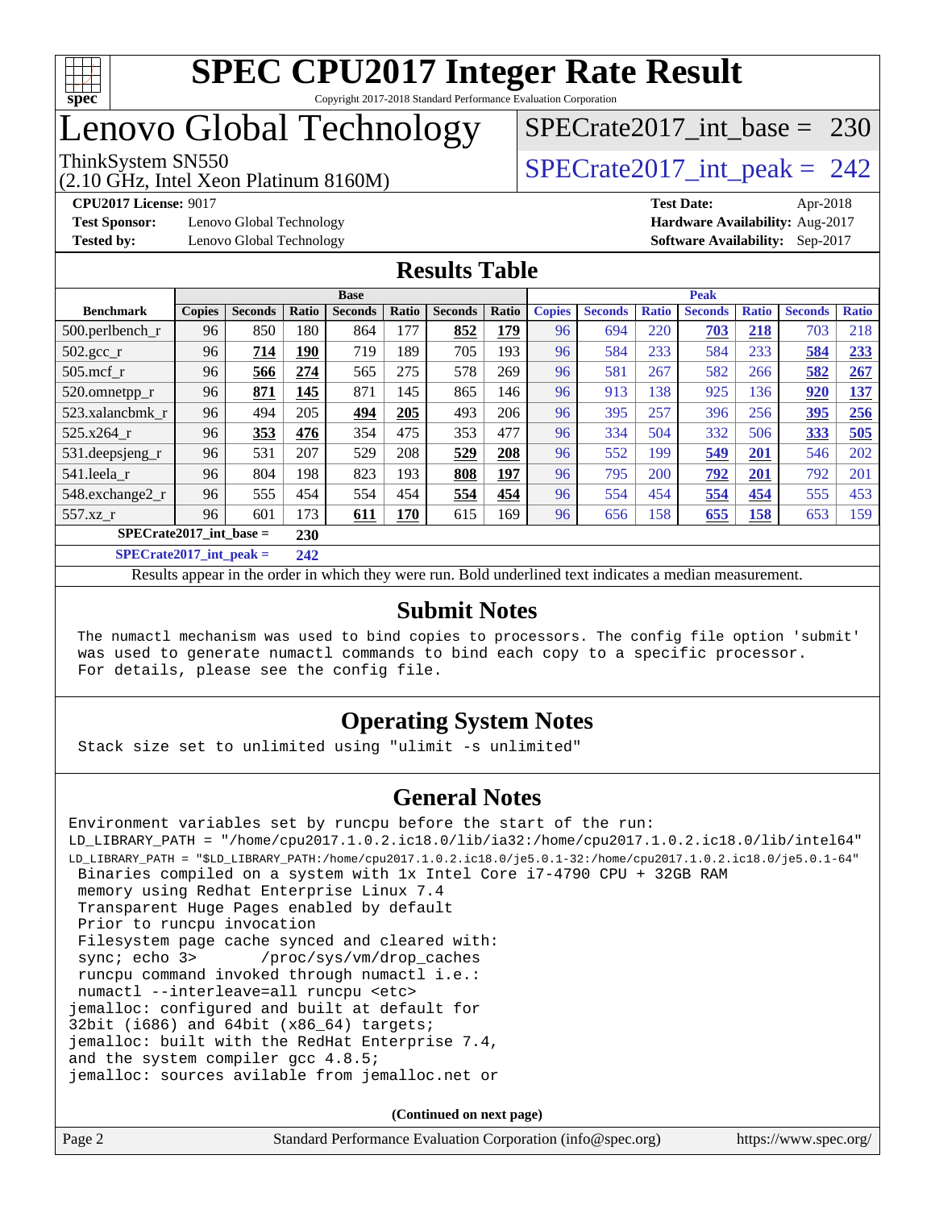# SPEC CPU2017 Integer Rate Result

Copyright 2017-2018 Standard Performance Evaluation Corporation

# Lenovo Global Technology

ThinkSystem SN550
(2.10 GHz, Intel Xeon Platinum 8160M)

SPECrate2017_int_base = 230

SPECrate2017_int_peak = 242

**CPU2017 License:** 9017
**Test Sponsor:** Lenovo Global Technology
**Tested by:** Lenovo Global Technology

**Test Date:** Apr-2018
**Hardware Availability:** Aug-2017
**Software Availability:** Sep-2017

## Results Table

| Benchmark | Base | | | | | | | Peak | | | | | | |
|---|---|---|---|---|---|---|---|---|---|---|---|---|---|---|
| | Copies | Seconds | Ratio | Seconds | Ratio | Seconds | Ratio | Copies | Seconds | Ratio | Seconds | Ratio | Seconds | Ratio |
| 500.perlbench_r | 96 | 850 | 180 | 864 | 177 | **852** | **179** | 96 | 694 | 220 | **703** | **218** | 703 | 218 |
| 502.gcc_r | 96 | **714** | **190** | 719 | 189 | 705 | 193 | 96 | 584 | 233 | 584 | 233 | **584** | **233** |
| 505.mcf_r | 96 | **566** | **274** | 565 | 275 | 578 | 269 | 96 | 581 | 267 | 582 | 266 | **582** | **267** |
| 520.omnetpp_r | 96 | **871** | **145** | 871 | 145 | 865 | 146 | 96 | 913 | 138 | 925 | 136 | **920** | **137** |
| 523.xalancbmk_r | 96 | 494 | 205 | **494** | **205** | 493 | 206 | 96 | 395 | 257 | 396 | 256 | **395** | **256** |
| 525.x264_r | 96 | **353** | **476** | 354 | 475 | 353 | 477 | 96 | 334 | 504 | 332 | 506 | **333** | **505** |
| 531.deepsjeng_r | 96 | 531 | 207 | 529 | 208 | **529** | **208** | 96 | 552 | 199 | **549** | **201** | 546 | 202 |
| 541.leela_r | 96 | 804 | 198 | 823 | 193 | **808** | **197** | 96 | 795 | 200 | **792** | **201** | 792 | 201 |
| 548.exchange2_r | 96 | 555 | 454 | 554 | 454 | **554** | **454** | 96 | 554 | 454 | **554** | **454** | 555 | 453 |
| 557.xz_r | 96 | 601 | 173 | **611** | **170** | 615 | 169 | 96 | 656 | 158 | **655** | **158** | 653 | 159 |

**SPECrate2017_int_base =** **230**

**SPECrate2017_int_peak =** **242**

Results appear in the order in which they were run. Bold underlined text indicates a median measurement.

## Submit Notes

```
The numactl mechanism was used to bind copies to processors. The config file option 'submit'
was used to generate numactl commands to bind each copy to a specific processor.
For details, please see the config file.
```

## Operating System Notes

```
Stack size set to unlimited using "ulimit -s unlimited"
```

## General Notes

```
Environment variables set by runcpu before the start of the run:
LD_LIBRARY_PATH = "/home/cpu2017.1.0.2.ic18.0/lib/ia32:/home/cpu2017.1.0.2.ic18.0/lib/intel64"
LD_LIBRARY_PATH = "$LD_LIBRARY_PATH:/home/cpu2017.1.0.2.ic18.0/je5.0.1-32:/home/cpu2017.1.0.2.ic18.0/je5.0.1-64"
 Binaries compiled on a system with 1x Intel Core i7-4790 CPU + 32GB RAM
 memory using Redhat Enterprise Linux 7.4
 Transparent Huge Pages enabled by default
 Prior to runcpu invocation
 Filesystem page cache synced and cleared with:
 sync; echo 3>       /proc/sys/vm/drop_caches
 runcpu command invoked through numactl i.e.:
 numactl --interleave=all runcpu <etc>
jemalloc: configured and built at default for
32bit (i686) and 64bit (x86_64) targets;
jemalloc: built with the RedHat Enterprise 7.4,
and the system compiler gcc 4.8.5;
jemalloc: sources avilable from jemalloc.net or
```

**(Continued on next page)**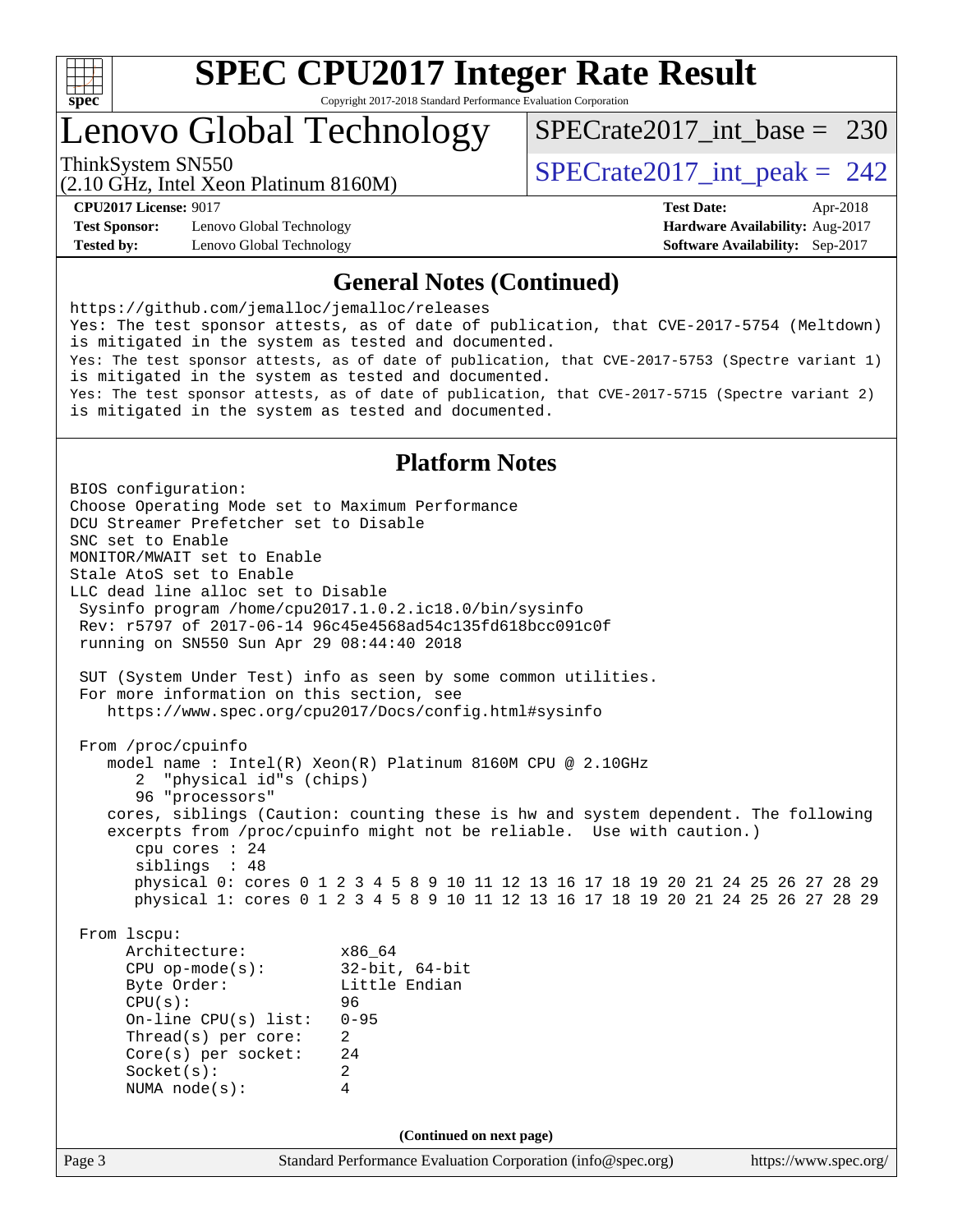# SPEC CPU2017 Integer Rate Result

Copyright 2017-2018 Standard Performance Evaluation Corporation

# Lenovo Global Technology

ThinkSystem SN550
(2.10 GHz, Intel Xeon Platinum 8160M)

SPECrate2017_int_base = 230

SPECrate2017_int_peak = 242

**CPU2017 License:** 9017
**Test Sponsor:** Lenovo Global Technology
**Tested by:** Lenovo Global Technology

**Test Date:** Apr-2018
**Hardware Availability:** Aug-2017
**Software Availability:** Sep-2017

## General Notes (Continued)

```
https://github.com/jemalloc/jemalloc/releases
Yes: The test sponsor attests, as of date of publication, that CVE-2017-5754 (Meltdown)
is mitigated in the system as tested and documented.
Yes: The test sponsor attests, as of date of publication, that CVE-2017-5753 (Spectre variant 1)
is mitigated in the system as tested and documented.
Yes: The test sponsor attests, as of date of publication, that CVE-2017-5715 (Spectre variant 2)
is mitigated in the system as tested and documented.
```

## Platform Notes

```
BIOS configuration:
Choose Operating Mode set to Maximum Performance
DCU Streamer Prefetcher set to Disable
SNC set to Enable
MONITOR/MWAIT set to Enable
Stale AtoS set to Enable
LLC dead line alloc set to Disable
 Sysinfo program /home/cpu2017.1.0.2.ic18.0/bin/sysinfo
 Rev: r5797 of 2017-06-14 96c45e4568ad54c135fd618bcc091c0f
 running on SN550 Sun Apr 29 08:44:40 2018

 SUT (System Under Test) info as seen by some common utilities.
 For more information on this section, see
    https://www.spec.org/cpu2017/Docs/config.html#sysinfo

 From /proc/cpuinfo
    model name : Intel(R) Xeon(R) Platinum 8160M CPU @ 2.10GHz
       2  "physical id"s (chips)
       96 "processors"
    cores, siblings (Caution: counting these is hw and system dependent. The following
    excerpts from /proc/cpuinfo might not be reliable.  Use with caution.)
       cpu cores : 24
       siblings  : 48
       physical 0: cores 0 1 2 3 4 5 8 9 10 11 12 13 16 17 18 19 20 21 24 25 26 27 28 29
       physical 1: cores 0 1 2 3 4 5 8 9 10 11 12 13 16 17 18 19 20 21 24 25 26 27 28 29

 From lscpu:
      Architecture:          x86_64
      CPU op-mode(s):        32-bit, 64-bit
      Byte Order:            Little Endian
      CPU(s):                96
      On-line CPU(s) list:   0-95
      Thread(s) per core:    2
      Core(s) per socket:    24
      Socket(s):             2
      NUMA node(s):          4
```

**(Continued on next page)**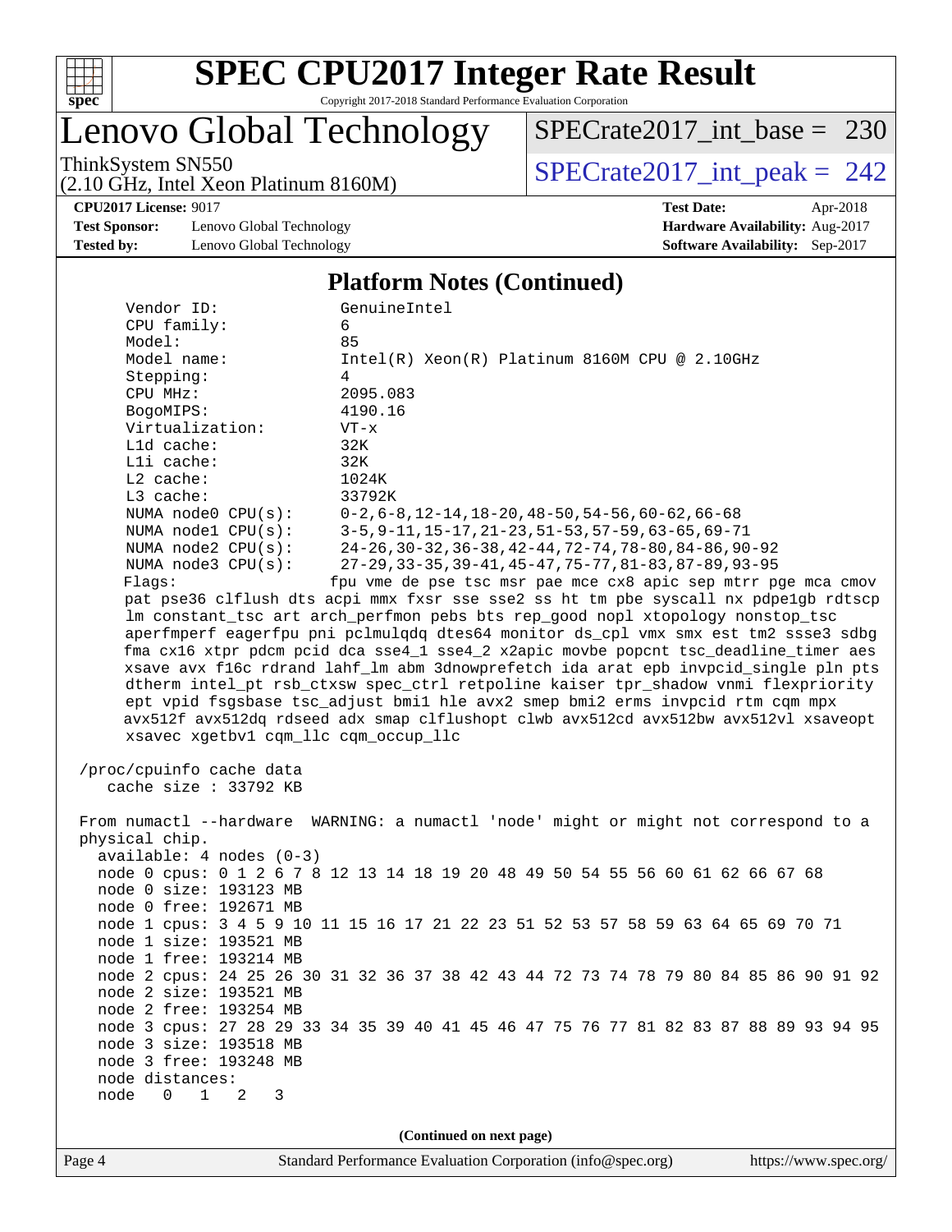## Platform Notes (Continued)

```
    Vendor ID:             GenuineIntel
    CPU family:            6
    Model:                 85
    Model name:            Intel(R) Xeon(R) Platinum 8160M CPU @ 2.10GHz
    Stepping:              4
    CPU MHz:               2095.083
    BogoMIPS:              4190.16
    Virtualization:        VT-x
    L1d cache:             32K
    L1i cache:             32K
    L2 cache:              1024K
    L3 cache:              33792K
    NUMA node0 CPU(s):     0-2,6-8,12-14,18-20,48-50,54-56,60-62,66-68
    NUMA node1 CPU(s):     3-5,9-11,15-17,21-23,51-53,57-59,63-65,69-71
    NUMA node2 CPU(s):     24-26,30-32,36-38,42-44,72-74,78-80,84-86,90-92
    NUMA node3 CPU(s):     27-29,33-35,39-41,45-47,75-77,81-83,87-89,93-95
    Flags:                 fpu vme de pse tsc msr pae mce cx8 apic sep mtrr pge mca cmov
    pat pse36 clflush dts acpi mmx fxsr sse sse2 ss ht tm pbe syscall nx pdpe1gb rdtscp
    lm constant_tsc art arch_perfmon pebs bts rep_good nopl xtopology nonstop_tsc
    aperfmperf eagerfpu pni pclmulqdq dtes64 monitor ds_cpl vmx smx est tm2 ssse3 sdbg
    fma cx16 xtpr pdcm pcid dca sse4_1 sse4_2 x2apic movbe popcnt tsc_deadline_timer aes
    xsave avx f16c rdrand lahf_lm abm 3dnowprefetch ida arat epb invpcid_single pln pts
    dtherm intel_pt rsb_ctxsw spec_ctrl retpoline kaiser tpr_shadow vnmi flexpriority
    ept vpid fsgsbase tsc_adjust bmi1 hle avx2 smep bmi2 erms invpcid rtm cqm mpx
    avx512f avx512dq rdseed adx smap clflushopt clwb avx512cd avx512bw avx512vl xsaveopt
    xsavec xgetbv1 cqm_llc cqm_occup_llc

 /proc/cpuinfo cache data
    cache size : 33792 KB

 From numactl --hardware  WARNING: a numactl 'node' might or might not correspond to a
 physical chip.
   available: 4 nodes (0-3)
   node 0 cpus: 0 1 2 6 7 8 12 13 14 18 19 20 48 49 50 54 55 56 60 61 62 66 67 68
   node 0 size: 193123 MB
   node 0 free: 192671 MB
   node 1 cpus: 3 4 5 9 10 11 15 16 17 21 22 23 51 52 53 57 58 59 63 64 65 69 70 71
   node 1 size: 193521 MB
   node 1 free: 193214 MB
   node 2 cpus: 24 25 26 30 31 32 36 37 38 42 43 44 72 73 74 78 79 80 84 85 86 90 91 92
   node 2 size: 193521 MB
   node 2 free: 193254 MB
   node 3 cpus: 27 28 29 33 34 35 39 40 41 45 46 47 75 76 77 81 82 83 87 88 89 93 94 95
   node 3 size: 193518 MB
   node 3 free: 193248 MB
   node distances:
   node   0   1   2   3
```

**(Continued on next page)**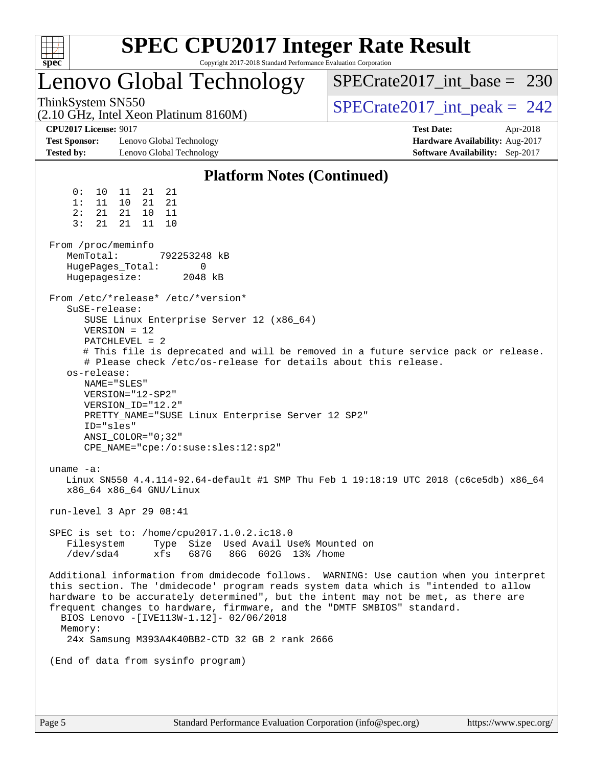# Lenovo Global Technology

ThinkSystem SN550
(2.10 GHz, Intel Xeon Platinum 8160M)

SPECrate2017_int_base = 230

SPECrate2017_int_peak = 242

**CPU2017 License:** 9017
**Test Sponsor:** Lenovo Global Technology
**Tested by:** Lenovo Global Technology

**Test Date:** Apr-2018
**Hardware Availability:** Aug-2017
**Software Availability:** Sep-2017

## Platform Notes (Continued)

```
     0:  10  11  21  21
     1:  11  10  21  21
     2:  21  21  10  11
     3:  21  21  11  10

 From /proc/meminfo
    MemTotal:       792253248 kB
    HugePages_Total:       0
    Hugepagesize:       2048 kB

 From /etc/*release* /etc/*version*
    SuSE-release:
       SUSE Linux Enterprise Server 12 (x86_64)
       VERSION = 12
       PATCHLEVEL = 2
       # This file is deprecated and will be removed in a future service pack or release.
       # Please check /etc/os-release for details about this release.
    os-release:
       NAME="SLES"
       VERSION="12-SP2"
       VERSION_ID="12.2"
       PRETTY_NAME="SUSE Linux Enterprise Server 12 SP2"
       ID="sles"
       ANSI_COLOR="0;32"
       CPE_NAME="cpe:/o:suse:sles:12:sp2"

 uname -a:
    Linux SN550 4.4.114-92.64-default #1 SMP Thu Feb 1 19:18:19 UTC 2018 (c6ce5db) x86_64
    x86_64 x86_64 GNU/Linux

 run-level 3 Apr 29 08:41

 SPEC is set to: /home/cpu2017.1.0.2.ic18.0
    Filesystem     Type  Size  Used Avail Use% Mounted on
    /dev/sda4      xfs   687G   86G  602G  13% /home

 Additional information from dmidecode follows.  WARNING: Use caution when you interpret
 this section. The 'dmidecode' program reads system data which is "intended to allow
 hardware to be accurately determined", but the intent may not be met, as there are
 frequent changes to hardware, firmware, and the "DMTF SMBIOS" standard.
   BIOS Lenovo -[IVE113W-1.12]- 02/06/2018
   Memory:
    24x Samsung M393A4K40BB2-CTD 32 GB 2 rank 2666

 (End of data from sysinfo program)
```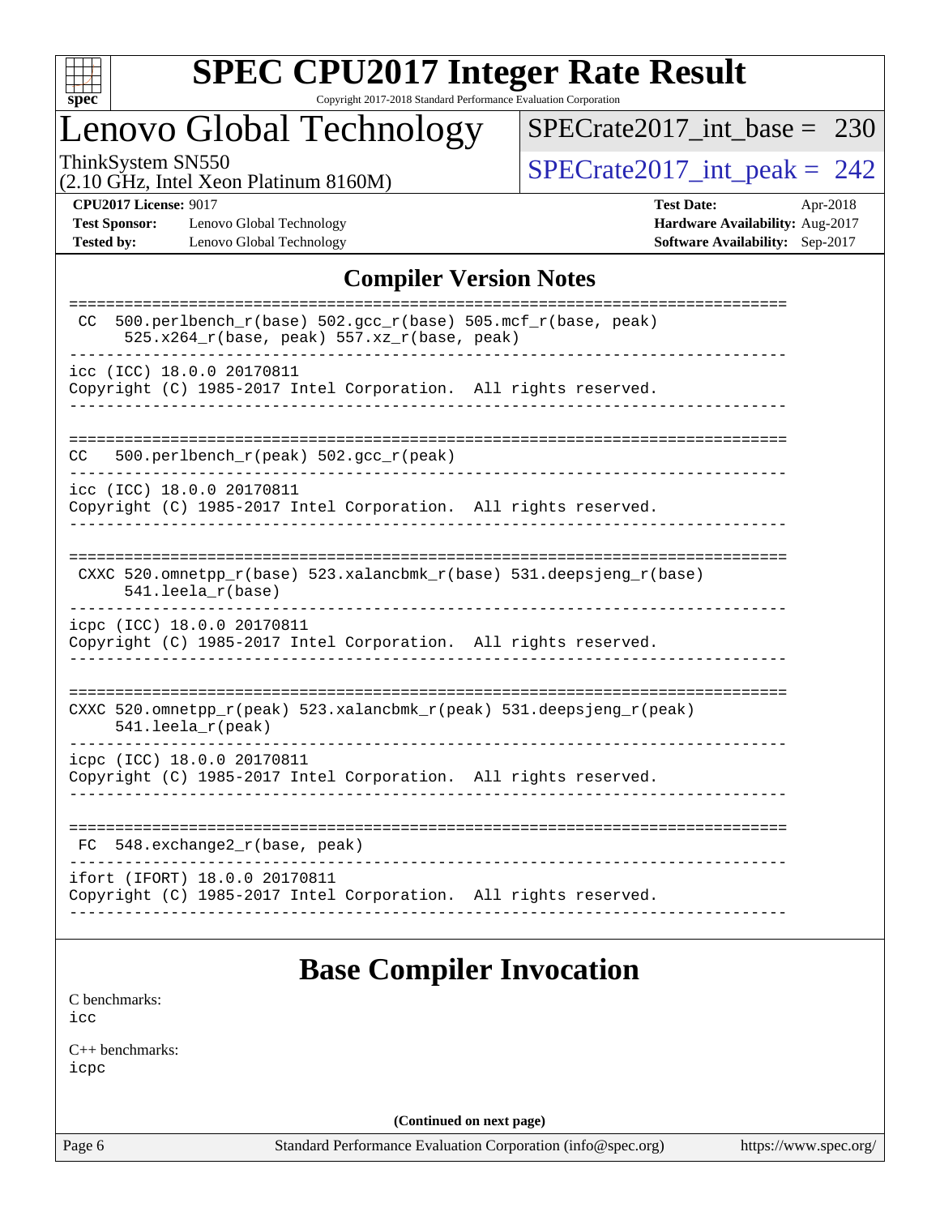# SPEC CPU2017 Integer Rate Result

Copyright 2017-2018 Standard Performance Evaluation Corporation

## Lenovo Global Technology

ThinkSystem SN550
(2.10 GHz, Intel Xeon Platinum 8160M)

SPECrate2017_int_base = 230

SPECrate2017_int_peak = 242

**CPU2017 License:** 9017
**Test Sponsor:** Lenovo Global Technology
**Tested by:** Lenovo Global Technology
**Test Date:** Apr-2018
**Hardware Availability:** Aug-2017
**Software Availability:** Sep-2017

## Compiler Version Notes

```
==============================================================================
 CC  500.perlbench_r(base) 502.gcc_r(base) 505.mcf_r(base, peak)
      525.x264_r(base, peak) 557.xz_r(base, peak)
------------------------------------------------------------------------------
icc (ICC) 18.0.0 20170811
Copyright (C) 1985-2017 Intel Corporation.  All rights reserved.
------------------------------------------------------------------------------

==============================================================================
CC   500.perlbench_r(peak) 502.gcc_r(peak)
------------------------------------------------------------------------------
icc (ICC) 18.0.0 20170811
Copyright (C) 1985-2017 Intel Corporation.  All rights reserved.
------------------------------------------------------------------------------

==============================================================================
 CXXC 520.omnetpp_r(base) 523.xalancbmk_r(base) 531.deepsjeng_r(base)
      541.leela_r(base)
------------------------------------------------------------------------------
icpc (ICC) 18.0.0 20170811
Copyright (C) 1985-2017 Intel Corporation.  All rights reserved.
------------------------------------------------------------------------------

==============================================================================
CXXC 520.omnetpp_r(peak) 523.xalancbmk_r(peak) 531.deepsjeng_r(peak)
     541.leela_r(peak)
------------------------------------------------------------------------------
icpc (ICC) 18.0.0 20170811
Copyright (C) 1985-2017 Intel Corporation.  All rights reserved.
------------------------------------------------------------------------------

==============================================================================
 FC  548.exchange2_r(base, peak)
------------------------------------------------------------------------------
ifort (IFORT) 18.0.0 20170811
Copyright (C) 1985-2017 Intel Corporation.  All rights reserved.
------------------------------------------------------------------------------
```

## Base Compiler Invocation

C benchmarks:
icc

C++ benchmarks:
icpc

**(Continued on next page)**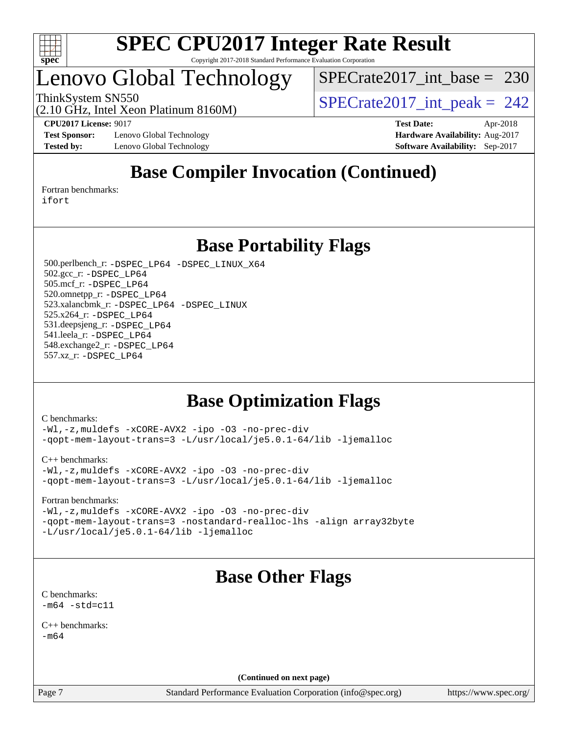# Base Compiler Invocation (Continued)

Fortran benchmarks:
```
ifort
```

# Base Portability Flags

500.perlbench_r: `-DSPEC_LP64 -DSPEC_LINUX_X64`
502.gcc_r: `-DSPEC_LP64`
505.mcf_r: `-DSPEC_LP64`
520.omnetpp_r: `-DSPEC_LP64`
523.xalancbmk_r: `-DSPEC_LP64 -DSPEC_LINUX`
525.x264_r: `-DSPEC_LP64`
531.deepsjeng_r: `-DSPEC_LP64`
541.leela_r: `-DSPEC_LP64`
548.exchange2_r: `-DSPEC_LP64`
557.xz_r: `-DSPEC_LP64`

# Base Optimization Flags

C benchmarks:
```
-Wl,-z,muldefs -xCORE-AVX2 -ipo -O3 -no-prec-div
-qopt-mem-layout-trans=3 -L/usr/local/je5.0.1-64/lib -ljemalloc
```

C++ benchmarks:
```
-Wl,-z,muldefs -xCORE-AVX2 -ipo -O3 -no-prec-div
-qopt-mem-layout-trans=3 -L/usr/local/je5.0.1-64/lib -ljemalloc
```

Fortran benchmarks:
```
-Wl,-z,muldefs -xCORE-AVX2 -ipo -O3 -no-prec-div
-qopt-mem-layout-trans=3 -nostandard-realloc-lhs -align array32byte
-L/usr/local/je5.0.1-64/lib -ljemalloc
```

# Base Other Flags

C benchmarks:
```
-m64 -std=c11
```

C++ benchmarks:
```
-m64
```

**(Continued on next page)**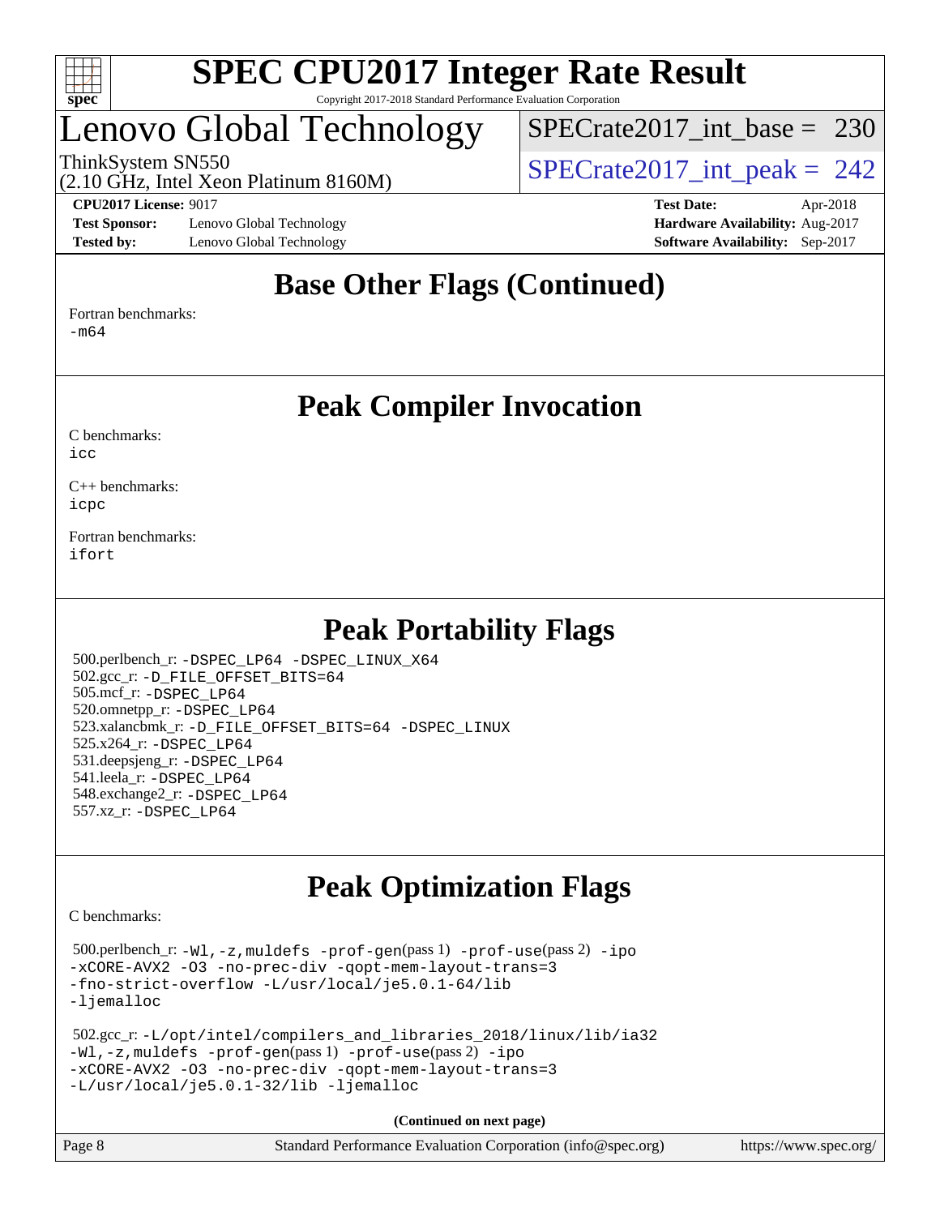# Lenovo Global Technology

ThinkSystem SN550
(2.10 GHz, Intel Xeon Platinum 8160M)

SPECrate2017_int_base = 230
SPECrate2017_int_peak = 242

**CPU2017 License:** 9017
**Test Sponsor:** Lenovo Global Technology
**Tested by:** Lenovo Global Technology

**Test Date:** Apr-2018
**Hardware Availability:** Aug-2017
**Software Availability:** Sep-2017

## Base Other Flags (Continued)

Fortran benchmarks:
-m64

## Peak Compiler Invocation

C benchmarks:
icc

C++ benchmarks:
icpc

Fortran benchmarks:
ifort

## Peak Portability Flags

500.perlbench_r: -DSPEC_LP64 -DSPEC_LINUX_X64
502.gcc_r: -D_FILE_OFFSET_BITS=64
505.mcf_r: -DSPEC_LP64
520.omnetpp_r: -DSPEC_LP64
523.xalancbmk_r: -D_FILE_OFFSET_BITS=64 -DSPEC_LINUX
525.x264_r: -DSPEC_LP64
531.deepsjeng_r: -DSPEC_LP64
541.leela_r: -DSPEC_LP64
548.exchange2_r: -DSPEC_LP64
557.xz_r: -DSPEC_LP64

## Peak Optimization Flags

C benchmarks:

500.perlbench_r: -Wl,-z,muldefs -prof-gen(pass 1) -prof-use(pass 2) -ipo -xCORE-AVX2 -O3 -no-prec-div -qopt-mem-layout-trans=3 -fno-strict-overflow -L/usr/local/je5.0.1-64/lib -ljemalloc

502.gcc_r: -L/opt/intel/compilers_and_libraries_2018/linux/lib/ia32 -Wl,-z,muldefs -prof-gen(pass 1) -prof-use(pass 2) -ipo -xCORE-AVX2 -O3 -no-prec-div -qopt-mem-layout-trans=3 -L/usr/local/je5.0.1-32/lib -ljemalloc

**(Continued on next page)**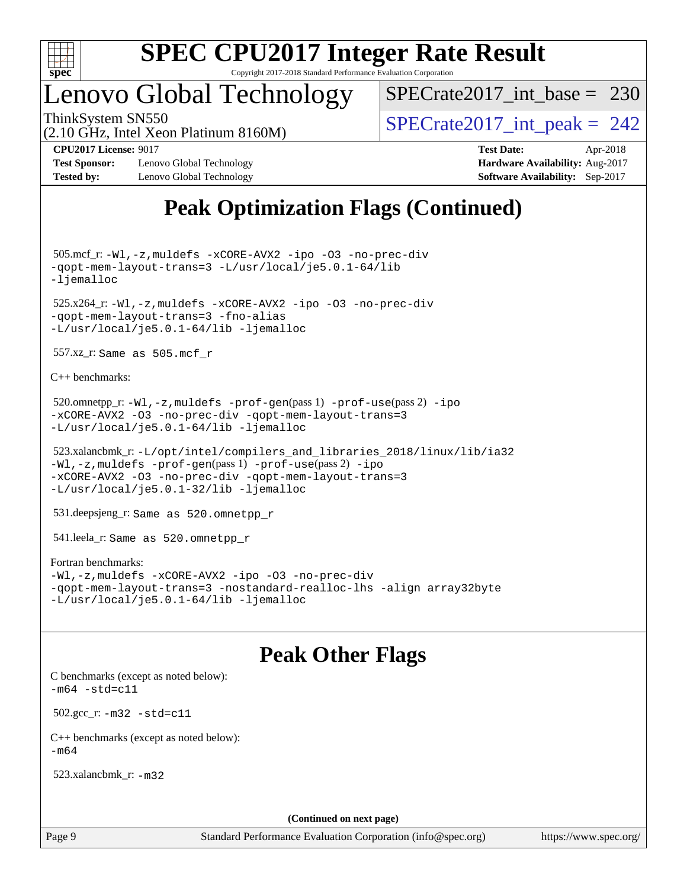# Peak Optimization Flags (Continued)

505.mcf_r: `-Wl,-z,muldefs -xCORE-AVX2 -ipo -O3 -no-prec-div -qopt-mem-layout-trans=3 -L/usr/local/je5.0.1-64/lib -ljemalloc`

525.x264_r: `-Wl,-z,muldefs -xCORE-AVX2 -ipo -O3 -no-prec-div -qopt-mem-layout-trans=3 -fno-alias -L/usr/local/je5.0.1-64/lib -ljemalloc`

557.xz_r: Same as 505.mcf_r

C++ benchmarks:

520.omnetpp_r: `-Wl,-z,muldefs -prof-gen`(pass 1) `-prof-use`(pass 2) `-ipo -xCORE-AVX2 -O3 -no-prec-div -qopt-mem-layout-trans=3 -L/usr/local/je5.0.1-64/lib -ljemalloc`

523.xalancbmk_r: `-L/opt/intel/compilers_and_libraries_2018/linux/lib/ia32 -Wl,-z,muldefs -prof-gen`(pass 1) `-prof-use`(pass 2) `-ipo -xCORE-AVX2 -O3 -no-prec-div -qopt-mem-layout-trans=3 -L/usr/local/je5.0.1-32/lib -ljemalloc`

531.deepsjeng_r: Same as 520.omnetpp_r

541.leela_r: Same as 520.omnetpp_r

Fortran benchmarks:
`-Wl,-z,muldefs -xCORE-AVX2 -ipo -O3 -no-prec-div -qopt-mem-layout-trans=3 -nostandard-realloc-lhs -align array32byte -L/usr/local/je5.0.1-64/lib -ljemalloc`

# Peak Other Flags

C benchmarks (except as noted below):
`-m64 -std=c11`

502.gcc_r: `-m32 -std=c11`

C++ benchmarks (except as noted below):
`-m64`

523.xalancbmk_r: `-m32`

**(Continued on next page)**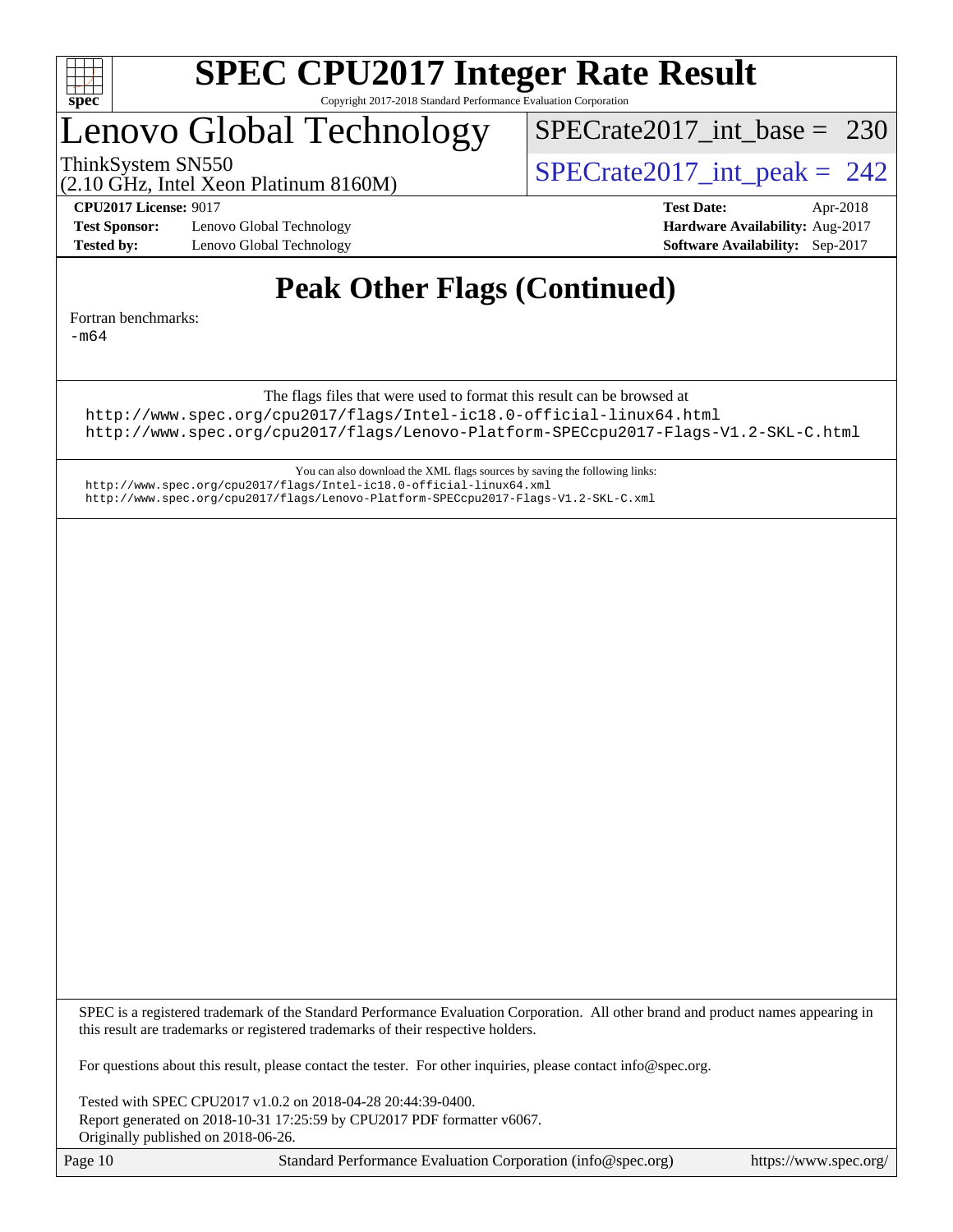## Peak Other Flags (Continued)

Fortran benchmarks:
-m64

The flags files that were used to format this result can be browsed at
http://www.spec.org/cpu2017/flags/Intel-ic18.0-official-linux64.html
http://www.spec.org/cpu2017/flags/Lenovo-Platform-SPECcpu2017-Flags-V1.2-SKL-C.html

You can also download the XML flags sources by saving the following links:
http://www.spec.org/cpu2017/flags/Intel-ic18.0-official-linux64.xml
http://www.spec.org/cpu2017/flags/Lenovo-Platform-SPECcpu2017-Flags-V1.2-SKL-C.xml

SPEC is a registered trademark of the Standard Performance Evaluation Corporation. All other brand and product names appearing in this result are trademarks or registered trademarks of their respective holders.

For questions about this result, please contact the tester. For other inquiries, please contact info@spec.org.

Tested with SPEC CPU2017 v1.0.2 on 2018-04-28 20:44:39-0400.
Report generated on 2018-10-31 17:25:59 by CPU2017 PDF formatter v6067.
Originally published on 2018-06-26.